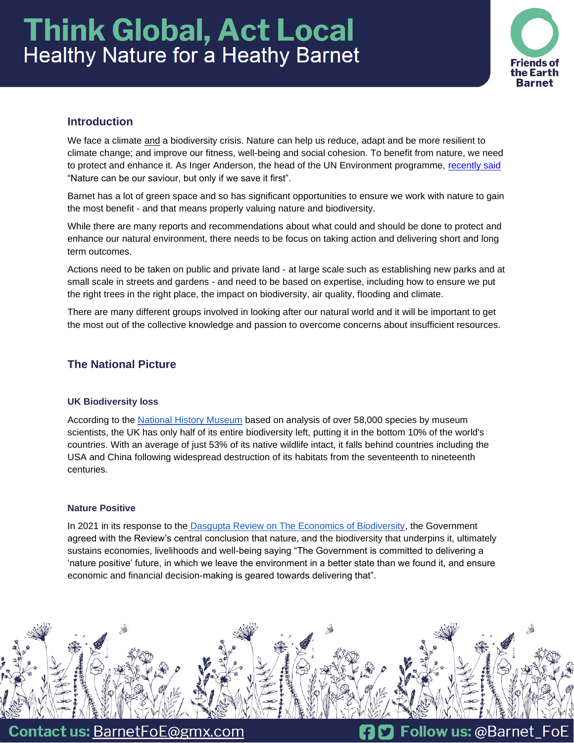# Think Global, Act Local

Healthy Nature for a Heathy Barnet

Friends of the Earth Barnet

## Introduction

We face a climate and a biodiversity crisis. Nature can help us reduce, adapt and be more resilient to climate change; and improve our fitness, well-being and social cohesion. To benefit from nature, we need to protect and enhance it. As Inger Anderson, the head of the UN Environment programme, recently said "Nature can be our saviour, but only if we save it first".

Barnet has a lot of green space and so has significant opportunities to ensure we work with nature to gain the most benefit - and that means properly valuing nature and biodiversity.

While there are many reports and recommendations about what could and should be done to protect and enhance our natural environment, there needs to be focus on taking action and delivering short and long term outcomes.

Actions need to be taken on public and private land - at large scale such as establishing new parks and at small scale in streets and gardens - and need to be based on expertise, including how to ensure we put the right trees in the right place, the impact on biodiversity, air quality, flooding and climate.

There are many different groups involved in looking after our natural world and it will be important to get the most out of the collective knowledge and passion to overcome concerns about insufficient resources.

## The National Picture

### UK Biodiversity loss

According to the National History Museum based on analysis of over 58,000 species by museum scientists, the UK has only half of its entire biodiversity left, putting it in the bottom 10% of the world's countries. With an average of just 53% of its native wildlife intact, it falls behind countries including the USA and China following widespread destruction of its habitats from the seventeenth to nineteenth centuries.

### Nature Positive

In 2021 in its response to the Dasgupta Review on The Economics of Biodiversity, the Government agreed with the Review's central conclusion that nature, and the biodiversity that underpins it, ultimately sustains economies, livelihoods and well-being saying "The Government is committed to delivering a 'nature positive' future, in which we leave the environment in a better state than we found it, and ensure economic and financial decision-making is geared towards delivering that".

**Contact us:** BarnetFoE@gmx.com **Follow us:** @Barnet_FoE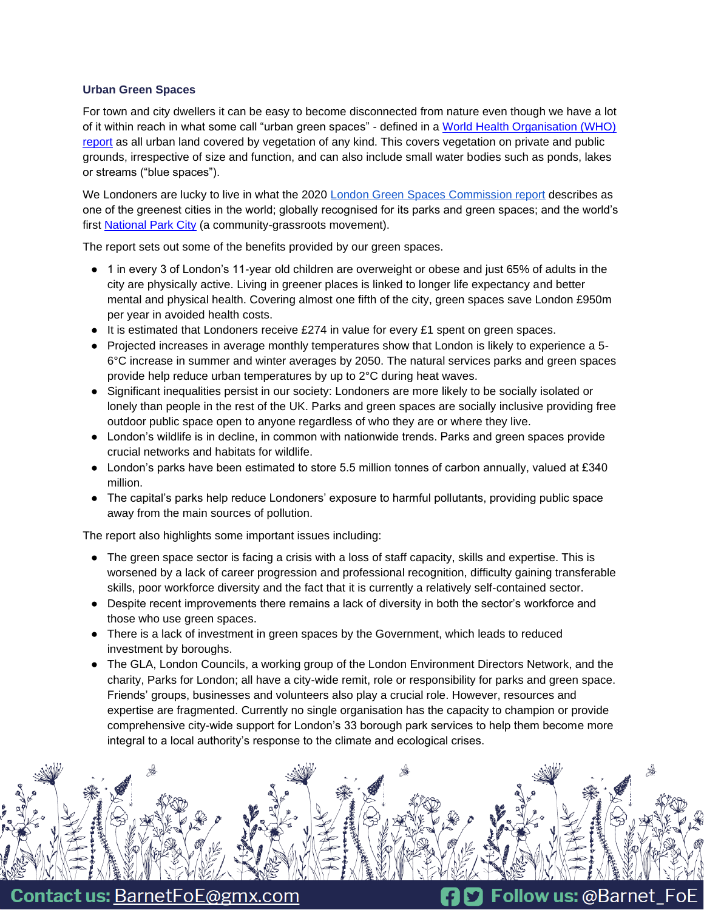### Urban Green Spaces

For town and city dwellers it can be easy to become disconnected from nature even though we have a lot of it within reach in what some call "urban green spaces" - defined in a World Health Organisation (WHO) report as all urban land covered by vegetation of any kind. This covers vegetation on private and public grounds, irrespective of size and function, and can also include small water bodies such as ponds, lakes or streams ("blue spaces").

We Londoners are lucky to live in what the 2020 London Green Spaces Commission report describes as one of the greenest cities in the world; globally recognised for its parks and green spaces; and the world's first National Park City (a community-grassroots movement).

The report sets out some of the benefits provided by our green spaces.

- 1 in every 3 of London's 11-year old children are overweight or obese and just 65% of adults in the city are physically active. Living in greener places is linked to longer life expectancy and better mental and physical health. Covering almost one fifth of the city, green spaces save London £950m per year in avoided health costs.
- It is estimated that Londoners receive £274 in value for every £1 spent on green spaces.
- Projected increases in average monthly temperatures show that London is likely to experience a 5-6°C increase in summer and winter averages by 2050. The natural services parks and green spaces provide help reduce urban temperatures by up to 2°C during heat waves.
- Significant inequalities persist in our society: Londoners are more likely to be socially isolated or lonely than people in the rest of the UK. Parks and green spaces are socially inclusive providing free outdoor public space open to anyone regardless of who they are or where they live.
- London's wildlife is in decline, in common with nationwide trends. Parks and green spaces provide crucial networks and habitats for wildlife.
- London's parks have been estimated to store 5.5 million tonnes of carbon annually, valued at £340 million.
- The capital's parks help reduce Londoners' exposure to harmful pollutants, providing public space away from the main sources of pollution.

The report also highlights some important issues including:

- The green space sector is facing a crisis with a loss of staff capacity, skills and expertise. This is worsened by a lack of career progression and professional recognition, difficulty gaining transferable skills, poor workforce diversity and the fact that it is currently a relatively self-contained sector.
- Despite recent improvements there remains a lack of diversity in both the sector's workforce and those who use green spaces.
- There is a lack of investment in green spaces by the Government, which leads to reduced investment by boroughs.
- The GLA, London Councils, a working group of the London Environment Directors Network, and the charity, Parks for London; all have a city-wide remit, role or responsibility for parks and green space. Friends' groups, businesses and volunteers also play a crucial role. However, resources and expertise are fragmented. Currently no single organisation has the capacity to champion or provide comprehensive city-wide support for London's 33 borough park services to help them become more integral to a local authority's response to the climate and ecological crises.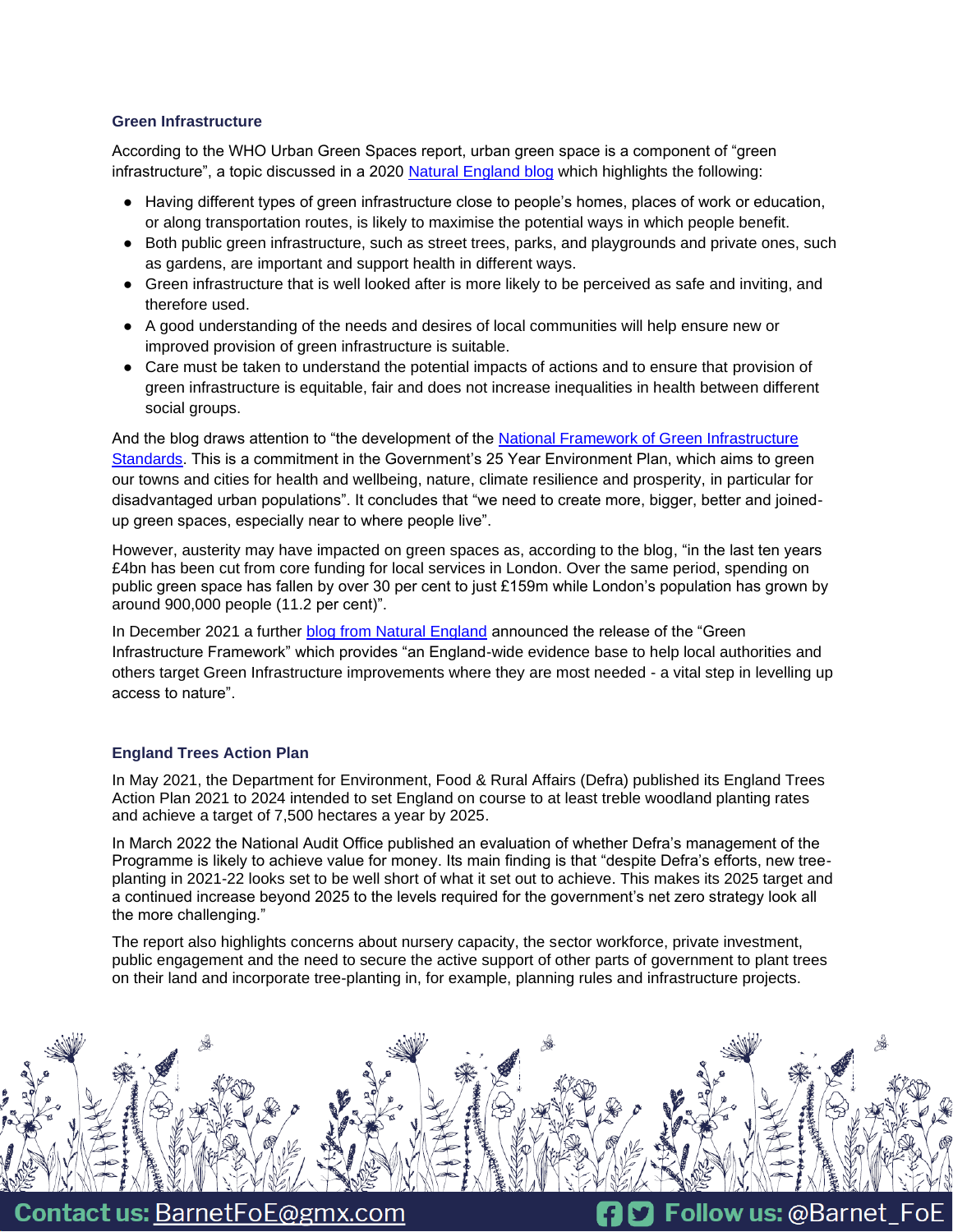### Green Infrastructure

According to the WHO Urban Green Spaces report, urban green space is a component of "green infrastructure", a topic discussed in a 2020 Natural England blog which highlights the following:

- Having different types of green infrastructure close to people's homes, places of work or education, or along transportation routes, is likely to maximise the potential ways in which people benefit.
- Both public green infrastructure, such as street trees, parks, and playgrounds and private ones, such as gardens, are important and support health in different ways.
- Green infrastructure that is well looked after is more likely to be perceived as safe and inviting, and therefore used.
- A good understanding of the needs and desires of local communities will help ensure new or improved provision of green infrastructure is suitable.
- Care must be taken to understand the potential impacts of actions and to ensure that provision of green infrastructure is equitable, fair and does not increase inequalities in health between different social groups.

And the blog draws attention to "the development of the National Framework of Green Infrastructure Standards. This is a commitment in the Government's 25 Year Environment Plan, which aims to green our towns and cities for health and wellbeing, nature, climate resilience and prosperity, in particular for disadvantaged urban populations". It concludes that "we need to create more, bigger, better and joined-up green spaces, especially near to where people live".

However, austerity may have impacted on green spaces as, according to the blog, "in the last ten years £4bn has been cut from core funding for local services in London. Over the same period, spending on public green space has fallen by over 30 per cent to just £159m while London's population has grown by around 900,000 people (11.2 per cent)".

In December 2021 a further blog from Natural England announced the release of the "Green Infrastructure Framework" which provides "an England-wide evidence base to help local authorities and others target Green Infrastructure improvements where they are most needed - a vital step in levelling up access to nature".

### England Trees Action Plan

In May 2021, the Department for Environment, Food & Rural Affairs (Defra) published its England Trees Action Plan 2021 to 2024 intended to set England on course to at least treble woodland planting rates and achieve a target of 7,500 hectares a year by 2025.

In March 2022 the National Audit Office published an evaluation of whether Defra's management of the Programme is likely to achieve value for money. Its main finding is that "despite Defra's efforts, new tree-planting in 2021-22 looks set to be well short of what it set out to achieve. This makes its 2025 target and a continued increase beyond 2025 to the levels required for the government's net zero strategy look all the more challenging."

The report also highlights concerns about nursery capacity, the sector workforce, private investment, public engagement and the need to secure the active support of other parts of government to plant trees on their land and incorporate tree-planting in, for example, planning rules and infrastructure projects.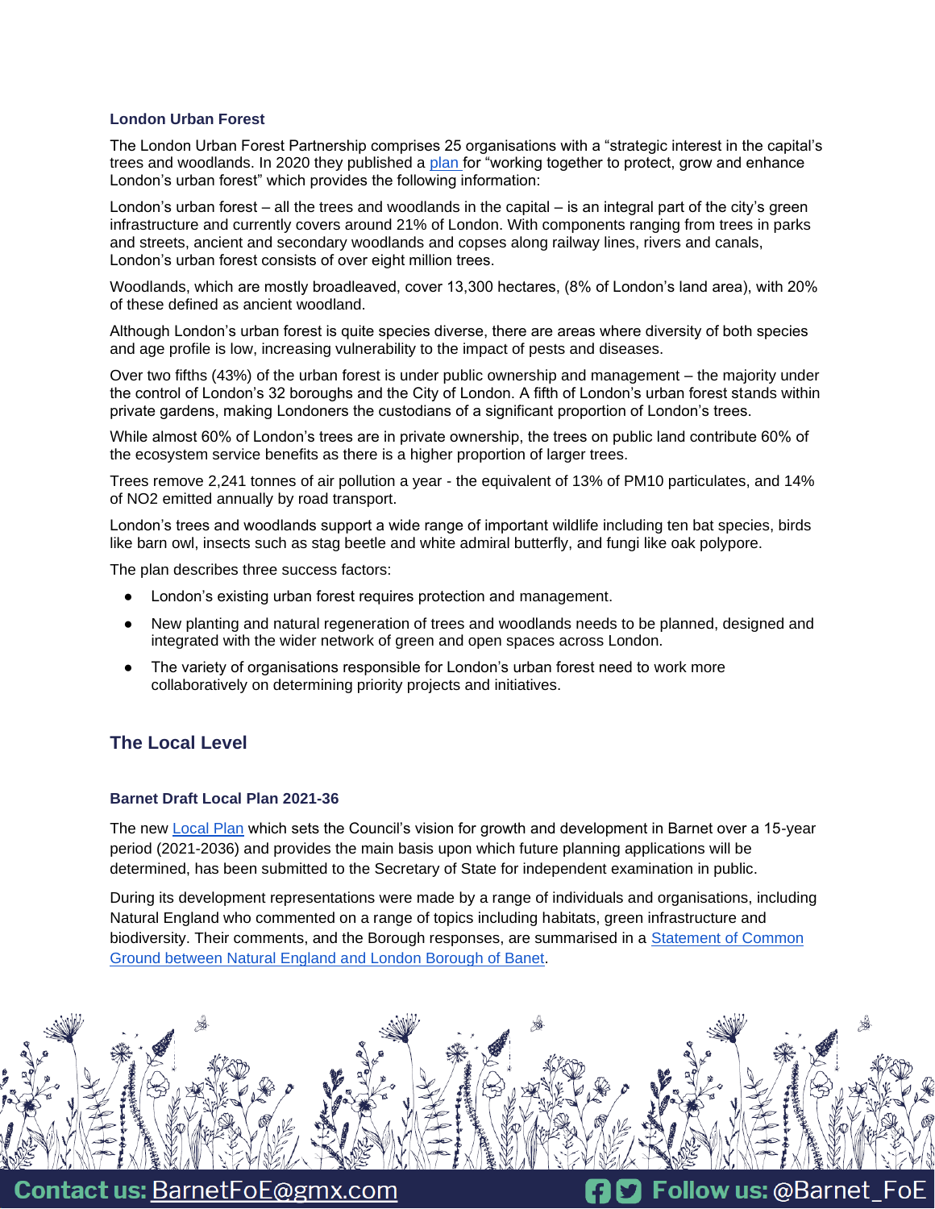### London Urban Forest

The London Urban Forest Partnership comprises 25 organisations with a "strategic interest in the capital's trees and woodlands. In 2020 they published a plan for "working together to protect, grow and enhance London's urban forest" which provides the following information:

London's urban forest – all the trees and woodlands in the capital – is an integral part of the city's green infrastructure and currently covers around 21% of London. With components ranging from trees in parks and streets, ancient and secondary woodlands and copses along railway lines, rivers and canals, London's urban forest consists of over eight million trees.

Woodlands, which are mostly broadleaved, cover 13,300 hectares, (8% of London's land area), with 20% of these defined as ancient woodland.

Although London's urban forest is quite species diverse, there are areas where diversity of both species and age profile is low, increasing vulnerability to the impact of pests and diseases.

Over two fifths (43%) of the urban forest is under public ownership and management – the majority under the control of London's 32 boroughs and the City of London. A fifth of London's urban forest stands within private gardens, making Londoners the custodians of a significant proportion of London's trees.

While almost 60% of London's trees are in private ownership, the trees on public land contribute 60% of the ecosystem service benefits as there is a higher proportion of larger trees.

Trees remove 2,241 tonnes of air pollution a year - the equivalent of 13% of PM10 particulates, and 14% of $NO_2$ emitted annually by road transport.

London's trees and woodlands support a wide range of important wildlife including ten bat species, birds like barn owl, insects such as stag beetle and white admiral butterfly, and fungi like oak polypore.

The plan describes three success factors:

- London's existing urban forest requires protection and management.
- New planting and natural regeneration of trees and woodlands needs to be planned, designed and integrated with the wider network of green and open spaces across London.
- The variety of organisations responsible for London's urban forest need to work more collaboratively on determining priority projects and initiatives.

## The Local Level

### Barnet Draft Local Plan 2021-36

The new Local Plan which sets the Council's vision for growth and development in Barnet over a 15-year period (2021-2036) and provides the main basis upon which future planning applications will be determined, has been submitted to the Secretary of State for independent examination in public.

During its development representations were made by a range of individuals and organisations, including Natural England who commented on a range of topics including habitats, green infrastructure and biodiversity. Their comments, and the Borough responses, are summarised in a Statement of Common Ground between Natural England and London Borough of Banet.

Contact us: BarnetFoE@gmx.com Follow us: @Barnet_FoE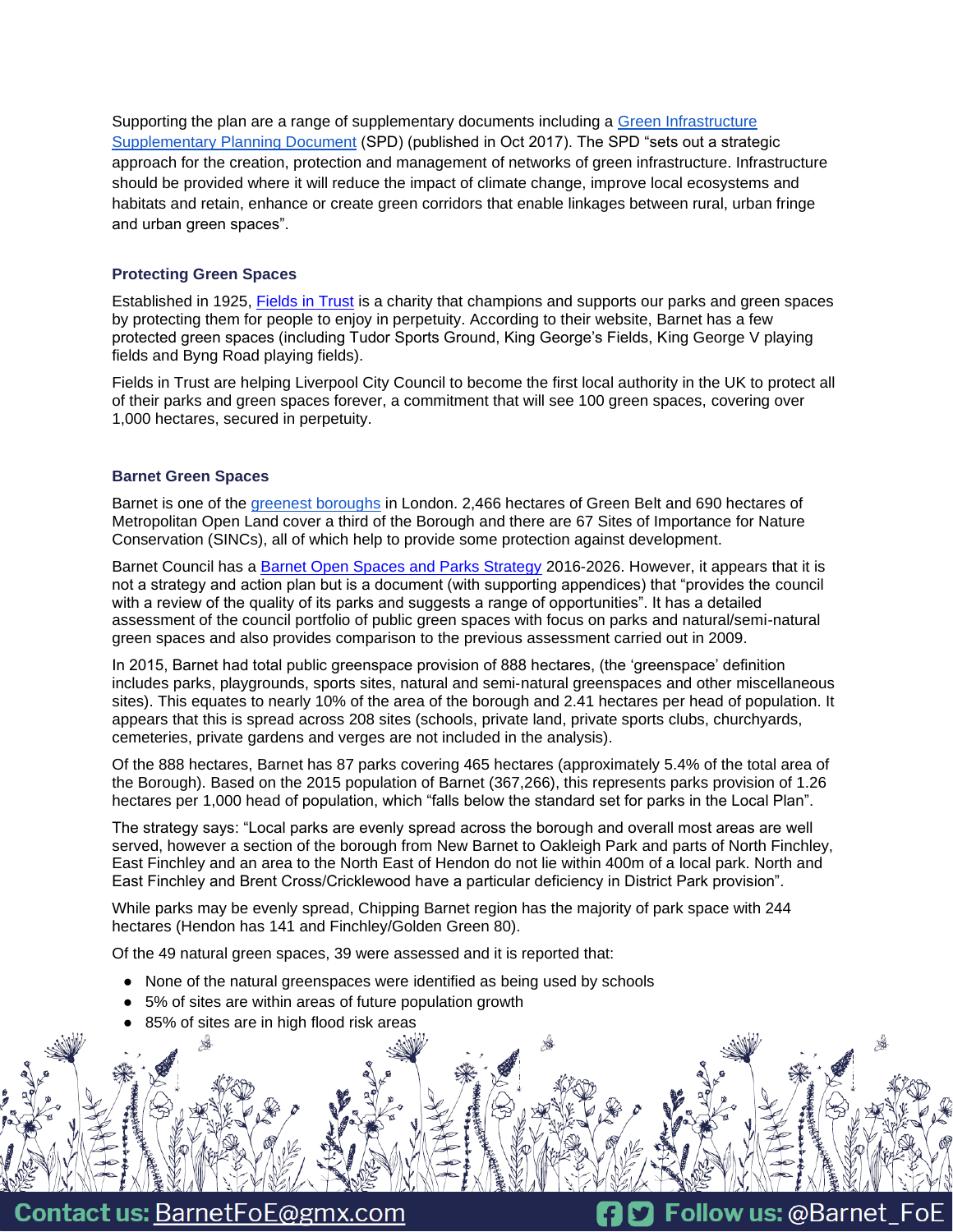Supporting the plan are a range of supplementary documents including a [Green Infrastructure Supplementary Planning Document]() (SPD) (published in Oct 2017). The SPD "sets out a strategic approach for the creation, protection and management of networks of green infrastructure. Infrastructure should be provided where it will reduce the impact of climate change, improve local ecosystems and habitats and retain, enhance or create green corridors that enable linkages between rural, urban fringe and urban green spaces".

### Protecting Green Spaces

Established in 1925, [Fields in Trust]() is a charity that champions and supports our parks and green spaces by protecting them for people to enjoy in perpetuity. According to their website, Barnet has a few protected green spaces (including Tudor Sports Ground, King George's Fields, King George V playing fields and Byng Road playing fields).

Fields in Trust are helping Liverpool City Council to become the first local authority in the UK to protect all of their parks and green spaces forever, a commitment that will see 100 green spaces, covering over 1,000 hectares, secured in perpetuity.

### Barnet Green Spaces

Barnet is one of the [greenest boroughs]() in London. 2,466 hectares of Green Belt and 690 hectares of Metropolitan Open Land cover a third of the Borough and there are 67 Sites of Importance for Nature Conservation (SINCs), all of which help to provide some protection against development.

Barnet Council has a [Barnet Open Spaces and Parks Strategy]() 2016-2026. However, it appears that it is not a strategy and action plan but is a document (with supporting appendices) that "provides the council with a review of the quality of its parks and suggests a range of opportunities". It has a detailed assessment of the council portfolio of public green spaces with focus on parks and natural/semi-natural green spaces and also provides comparison to the previous assessment carried out in 2009.

In 2015, Barnet had total public greenspace provision of 888 hectares, (the 'greenspace' definition includes parks, playgrounds, sports sites, natural and semi-natural greenspaces and other miscellaneous sites). This equates to nearly 10% of the area of the borough and 2.41 hectares per head of population. It appears that this is spread across 208 sites (schools, private land, private sports clubs, churchyards, cemeteries, private gardens and verges are not included in the analysis).

Of the 888 hectares, Barnet has 87 parks covering 465 hectares (approximately 5.4% of the total area of the Borough). Based on the 2015 population of Barnet (367,266), this represents parks provision of 1.26 hectares per 1,000 head of population, which "falls below the standard set for parks in the Local Plan".

The strategy says: "Local parks are evenly spread across the borough and overall most areas are well served, however a section of the borough from New Barnet to Oakleigh Park and parts of North Finchley, East Finchley and an area to the North East of Hendon do not lie within 400m of a local park. North and East Finchley and Brent Cross/Cricklewood have a particular deficiency in District Park provision".

While parks may be evenly spread, Chipping Barnet region has the majority of park space with 244 hectares (Hendon has 141 and Finchley/Golden Green 80).

Of the 49 natural green spaces, 39 were assessed and it is reported that:

- None of the natural greenspaces were identified as being used by schools
- 5% of sites are within areas of future population growth
- 85% of sites are in high flood risk areas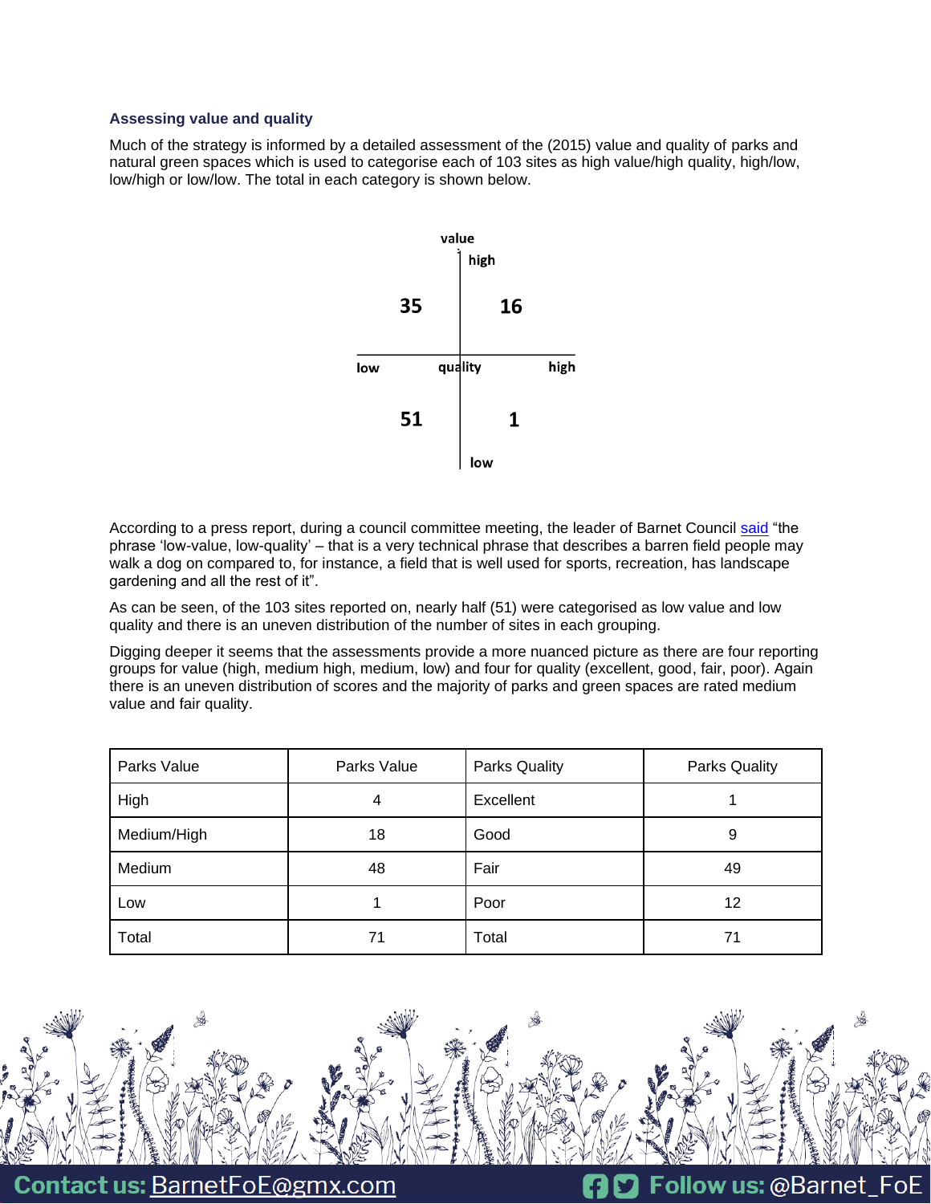### Assessing value and quality

Much of the strategy is informed by a detailed assessment of the (2015) value and quality of parks and natural green spaces which is used to categorise each of 103 sites as high value/high quality, high/low, low/high or low/low. The total in each category is shown below.

| value \ quality | low | high |
| --- | --- | --- |
| high | 35 | 16 |
| low | 51 | 1 |

According to a press report, during a council committee meeting, the leader of Barnet Council said "the phrase 'low-value, low-quality' – that is a very technical phrase that describes a barren field people may walk a dog on compared to, for instance, a field that is well used for sports, recreation, has landscape gardening and all the rest of it".

As can be seen, of the 103 sites reported on, nearly half (51) were categorised as low value and low quality and there is an uneven distribution of the number of sites in each grouping.

Digging deeper it seems that the assessments provide a more nuanced picture as there are four reporting groups for value (high, medium high, medium, low) and four for quality (excellent, good, fair, poor). Again there is an uneven distribution of scores and the majority of parks and green spaces are rated medium value and fair quality.

| Parks Value | Parks Value | Parks Quality | Parks Quality |
| --- | --- | --- | --- |
| High | 4 | Excellent | 1 |
| Medium/High | 18 | Good | 9 |
| Medium | 48 | Fair | 49 |
| Low | 1 | Poor | 12 |
| Total | 71 | Total | 71 |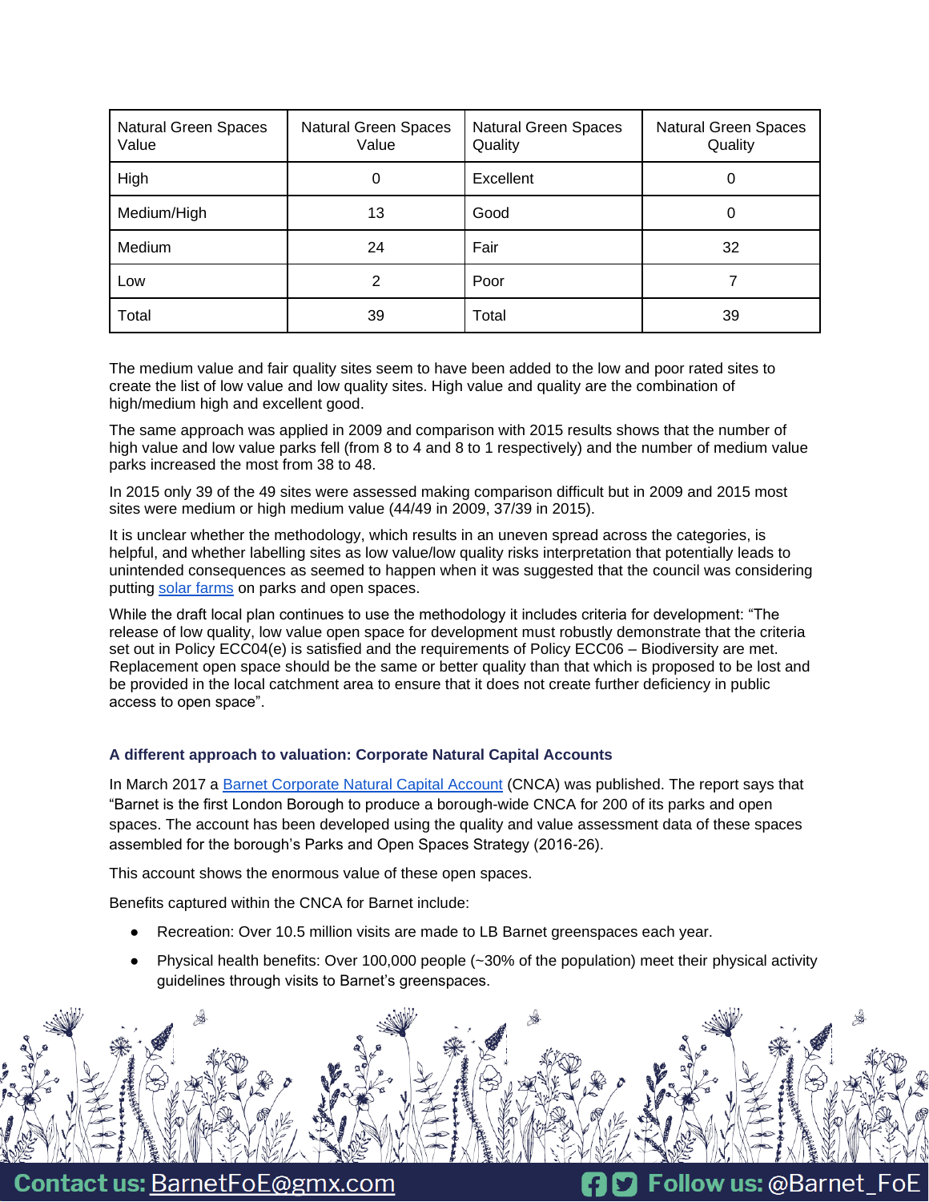| Natural Green Spaces Value | Natural Green Spaces Value | Natural Green Spaces Quality | Natural Green Spaces Quality |
|---|---|---|---|
| High | 0 | Excellent | 0 |
| Medium/High | 13 | Good | 0 |
| Medium | 24 | Fair | 32 |
| Low | 2 | Poor | 7 |
| Total | 39 | Total | 39 |

The medium value and fair quality sites seem to have been added to the low and poor rated sites to create the list of low value and low quality sites. High value and quality are the combination of high/medium high and excellent good.

The same approach was applied in 2009 and comparison with 2015 results shows that the number of high value and low value parks fell (from 8 to 4 and 8 to 1 respectively) and the number of medium value parks increased the most from 38 to 48.

In 2015 only 39 of the 49 sites were assessed making comparison difficult but in 2009 and 2015 most sites were medium or high medium value (44/49 in 2009, 37/39 in 2015).

It is unclear whether the methodology, which results in an uneven spread across the categories, is helpful, and whether labelling sites as low value/low quality risks interpretation that potentially leads to unintended consequences as seemed to happen when it was suggested that the council was considering putting solar farms on parks and open spaces.

While the draft local plan continues to use the methodology it includes criteria for development: "The release of low quality, low value open space for development must robustly demonstrate that the criteria set out in Policy ECC04(e) is satisfied and the requirements of Policy ECC06 – Biodiversity are met. Replacement open space should be the same or better quality than that which is proposed to be lost and be provided in the local catchment area to ensure that it does not create further deficiency in public access to open space".

### A different approach to valuation: Corporate Natural Capital Accounts

In March 2017 a Barnet Corporate Natural Capital Account (CNCA) was published. The report says that "Barnet is the first London Borough to produce a borough-wide CNCA for 200 of its parks and open spaces. The account has been developed using the quality and value assessment data of these spaces assembled for the borough's Parks and Open Spaces Strategy (2016-26).

This account shows the enormous value of these open spaces.

Benefits captured within the CNCA for Barnet include:

- Recreation: Over 10.5 million visits are made to LB Barnet greenspaces each year.
- Physical health benefits: Over 100,000 people (~30% of the population) meet their physical activity guidelines through visits to Barnet's greenspaces.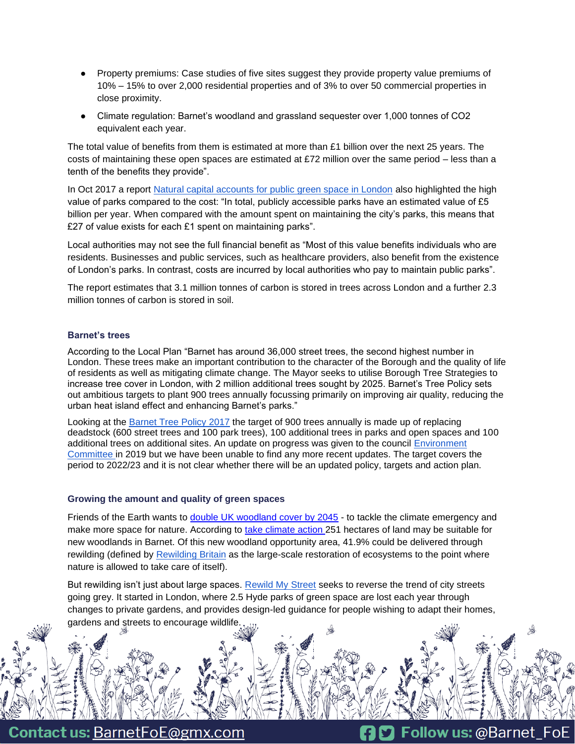- Property premiums: Case studies of five sites suggest they provide property value premiums of 10% – 15% to over 2,000 residential properties and of 3% to over 50 commercial properties in close proximity.
- Climate regulation: Barnet's woodland and grassland sequester over 1,000 tonnes of $CO_2$ equivalent each year.

The total value of benefits from them is estimated at more than £1 billion over the next 25 years. The costs of maintaining these open spaces are estimated at £72 million over the same period – less than a tenth of the benefits they provide".

In Oct 2017 a report Natural capital accounts for public green space in London also highlighted the high value of parks compared to the cost: "In total, publicly accessible parks have an estimated value of £5 billion per year. When compared with the amount spent on maintaining the city's parks, this means that £27 of value exists for each £1 spent on maintaining parks".

Local authorities may not see the full financial benefit as "Most of this value benefits individuals who are residents. Businesses and public services, such as healthcare providers, also benefit from the existence of London's parks. In contrast, costs are incurred by local authorities who pay to maintain public parks".

The report estimates that 3.1 million tonnes of carbon is stored in trees across London and a further 2.3 million tonnes of carbon is stored in soil.

### Barnet's trees

According to the Local Plan "Barnet has around 36,000 street trees, the second highest number in London. These trees make an important contribution to the character of the Borough and the quality of life of residents as well as mitigating climate change. The Mayor seeks to utilise Borough Tree Strategies to increase tree cover in London, with 2 million additional trees sought by 2025. Barnet's Tree Policy sets out ambitious targets to plant 900 trees annually focussing primarily on improving air quality, reducing the urban heat island effect and enhancing Barnet's parks."

Looking at the Barnet Tree Policy 2017 the target of 900 trees annually is made up of replacing deadstock (600 street trees and 100 park trees), 100 additional trees in parks and open spaces and 100 additional trees on additional sites. An update on progress was given to the council Environment Committee in 2019 but we have been unable to find any more recent updates. The target covers the period to 2022/23 and it is not clear whether there will be an updated policy, targets and action plan.

### Growing the amount and quality of green spaces

Friends of the Earth wants to double UK woodland cover by 2045 - to tackle the climate emergency and make more space for nature. According to take climate action 251 hectares of land may be suitable for new woodlands in Barnet. Of this new woodland opportunity area, 41.9% could be delivered through rewilding (defined by Rewilding Britain as the large-scale restoration of ecosystems to the point where nature is allowed to take care of itself).

But rewilding isn't just about large spaces. Rewild My Street seeks to reverse the trend of city streets going grey. It started in London, where 2.5 Hyde parks of green space are lost each year through changes to private gardens, and provides design-led guidance for people wishing to adapt their homes, gardens and streets to encourage wildlife.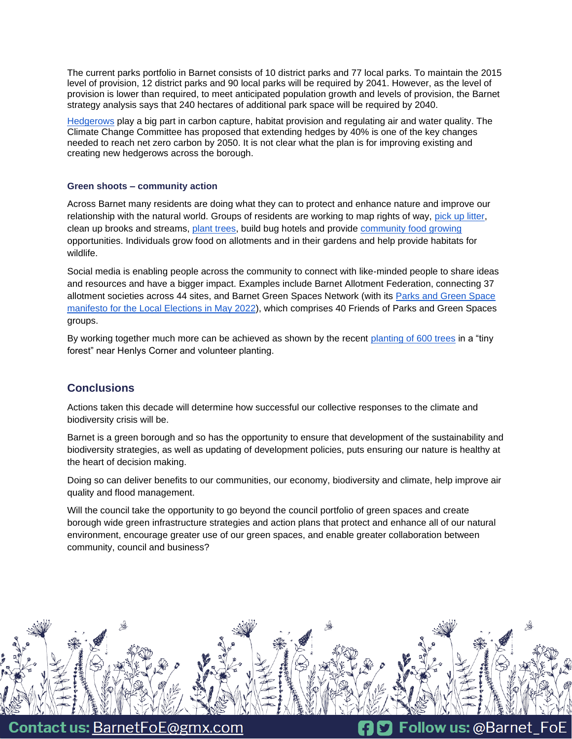The current parks portfolio in Barnet consists of 10 district parks and 77 local parks. To maintain the 2015 level of provision, 12 district parks and 90 local parks will be required by 2041. However, as the level of provision is lower than required, to meet anticipated population growth and levels of provision, the Barnet strategy analysis says that 240 hectares of additional park space will be required by 2040.

Hedgerows play a big part in carbon capture, habitat provision and regulating air and water quality. The Climate Change Committee has proposed that extending hedges by 40% is one of the key changes needed to reach net zero carbon by 2050. It is not clear what the plan is for improving existing and creating new hedgerows across the borough.

### Green shoots – community action

Across Barnet many residents are doing what they can to protect and enhance nature and improve our relationship with the natural world. Groups of residents are working to map rights of way, pick up litter, clean up brooks and streams, plant trees, build bug hotels and provide community food growing opportunities. Individuals grow food on allotments and in their gardens and help provide habitats for wildlife.

Social media is enabling people across the community to connect with like-minded people to share ideas and resources and have a bigger impact. Examples include Barnet Allotment Federation, connecting 37 allotment societies across 44 sites, and Barnet Green Spaces Network (with its Parks and Green Space manifesto for the Local Elections in May 2022), which comprises 40 Friends of Parks and Green Spaces groups.

By working together much more can be achieved as shown by the recent planting of 600 trees in a "tiny forest" near Henlys Corner and volunteer planting.

## Conclusions

Actions taken this decade will determine how successful our collective responses to the climate and biodiversity crisis will be.

Barnet is a green borough and so has the opportunity to ensure that development of the sustainability and biodiversity strategies, as well as updating of development policies, puts ensuring our nature is healthy at the heart of decision making.

Doing so can deliver benefits to our communities, our economy, biodiversity and climate, help improve air quality and flood management.

Will the council take the opportunity to go beyond the council portfolio of green spaces and create borough wide green infrastructure strategies and action plans that protect and enhance all of our natural environment, encourage greater use of our green spaces, and enable greater collaboration between community, council and business?

**Contact us:** BarnetFoE@gmx.com **Follow us:** @Barnet_FoE